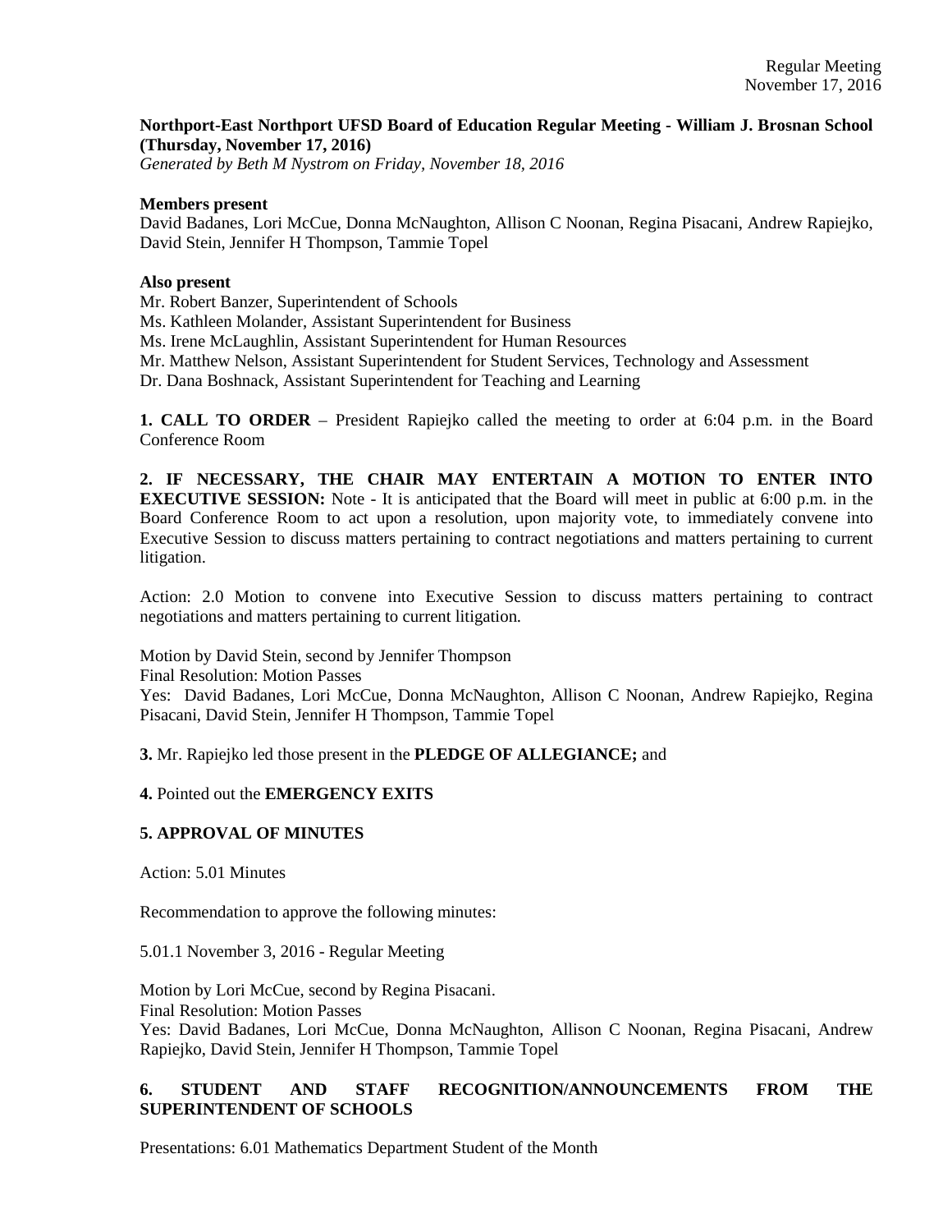**Northport-East Northport UFSD Board of Education Regular Meeting - William J. Brosnan School (Thursday, November 17, 2016)**
*Generated by Beth M Nystrom on Friday, November 18, 2016*

**Members present**
David Badanes, Lori McCue, Donna McNaughton, Allison C Noonan, Regina Pisacani, Andrew Rapiejko, David Stein, Jennifer H Thompson, Tammie Topel

**Also present**
Mr. Robert Banzer, Superintendent of Schools
Ms. Kathleen Molander, Assistant Superintendent for Business
Ms. Irene McLaughlin, Assistant Superintendent for Human Resources
Mr. Matthew Nelson, Assistant Superintendent for Student Services, Technology and Assessment
Dr. Dana Boshnack, Assistant Superintendent for Teaching and Learning

**1. CALL TO ORDER** – President Rapiejko called the meeting to order at 6:04 p.m. in the Board Conference Room

**2. IF NECESSARY, THE CHAIR MAY ENTERTAIN A MOTION TO ENTER INTO EXECUTIVE SESSION:** Note - It is anticipated that the Board will meet in public at 6:00 p.m. in the Board Conference Room to act upon a resolution, upon majority vote, to immediately convene into Executive Session to discuss matters pertaining to contract negotiations and matters pertaining to current litigation.

Action: 2.0 Motion to convene into Executive Session to discuss matters pertaining to contract negotiations and matters pertaining to current litigation.

Motion by David Stein, second by Jennifer Thompson
Final Resolution: Motion Passes
Yes: David Badanes, Lori McCue, Donna McNaughton, Allison C Noonan, Andrew Rapiejko, Regina Pisacani, David Stein, Jennifer H Thompson, Tammie Topel

**3.** Mr. Rapiejko led those present in the **PLEDGE OF ALLEGIANCE;** and

**4.** Pointed out the **EMERGENCY EXITS**

**5. APPROVAL OF MINUTES**

Action: 5.01 Minutes

Recommendation to approve the following minutes:

5.01.1 November 3, 2016 - Regular Meeting

Motion by Lori McCue, second by Regina Pisacani.
Final Resolution: Motion Passes
Yes: David Badanes, Lori McCue, Donna McNaughton, Allison C Noonan, Regina Pisacani, Andrew Rapiejko, David Stein, Jennifer H Thompson, Tammie Topel

**6. STUDENT AND STAFF RECOGNITION/ANNOUNCEMENTS FROM THE SUPERINTENDENT OF SCHOOLS**

Presentations: 6.01 Mathematics Department Student of the Month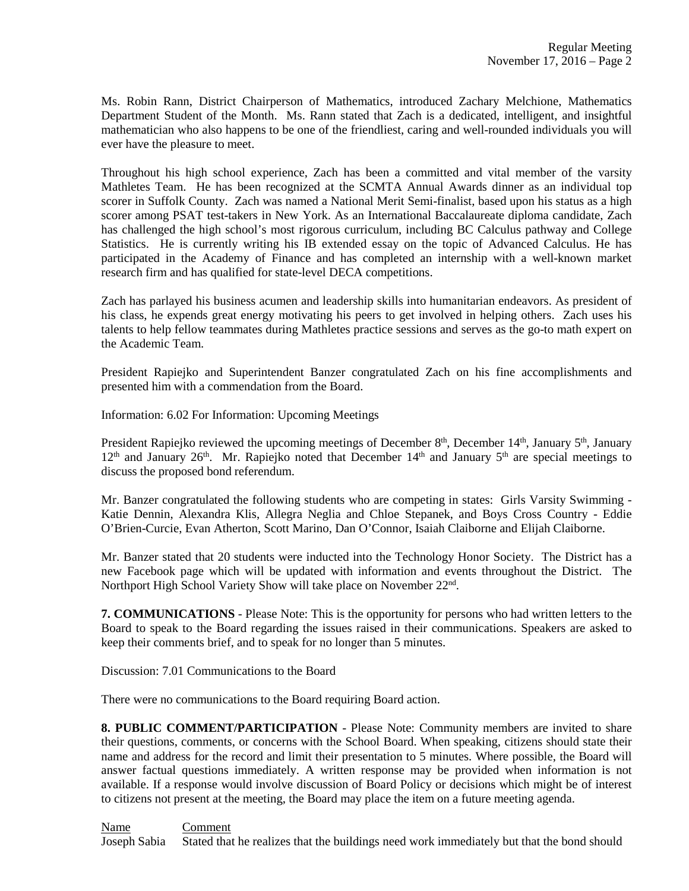Ms. Robin Rann, District Chairperson of Mathematics, introduced Zachary Melchione, Mathematics Department Student of the Month. Ms. Rann stated that Zach is a dedicated, intelligent, and insightful mathematician who also happens to be one of the friendliest, caring and well-rounded individuals you will ever have the pleasure to meet.

Throughout his high school experience, Zach has been a committed and vital member of the varsity Mathletes Team. He has been recognized at the SCMTA Annual Awards dinner as an individual top scorer in Suffolk County. Zach was named a National Merit Semi-finalist, based upon his status as a high scorer among PSAT test-takers in New York. As an International Baccalaureate diploma candidate, Zach has challenged the high school's most rigorous curriculum, including BC Calculus pathway and College Statistics. He is currently writing his IB extended essay on the topic of Advanced Calculus. He has participated in the Academy of Finance and has completed an internship with a well-known market research firm and has qualified for state-level DECA competitions.

Zach has parlayed his business acumen and leadership skills into humanitarian endeavors. As president of his class, he expends great energy motivating his peers to get involved in helping others. Zach uses his talents to help fellow teammates during Mathletes practice sessions and serves as the go-to math expert on the Academic Team.

President Rapiejko and Superintendent Banzer congratulated Zach on his fine accomplishments and presented him with a commendation from the Board.

Information: 6.02 For Information: Upcoming Meetings

President Rapiejko reviewed the upcoming meetings of December 8th, December 14th, January 5th, January 12th and January 26th. Mr. Rapiejko noted that December 14th and January 5th are special meetings to discuss the proposed bond referendum.

Mr. Banzer congratulated the following students who are competing in states: Girls Varsity Swimming - Katie Dennin, Alexandra Klis, Allegra Neglia and Chloe Stepanek, and Boys Cross Country - Eddie O'Brien-Curcie, Evan Atherton, Scott Marino, Dan O'Connor, Isaiah Claiborne and Elijah Claiborne.

Mr. Banzer stated that 20 students were inducted into the Technology Honor Society. The District has a new Facebook page which will be updated with information and events throughout the District. The Northport High School Variety Show will take place on November 22nd.

**7. COMMUNICATIONS** - Please Note: This is the opportunity for persons who had written letters to the Board to speak to the Board regarding the issues raised in their communications. Speakers are asked to keep their comments brief, and to speak for no longer than 5 minutes.

Discussion: 7.01 Communications to the Board

There were no communications to the Board requiring Board action.

**8. PUBLIC COMMENT/PARTICIPATION** - Please Note: Community members are invited to share their questions, comments, or concerns with the School Board. When speaking, citizens should state their name and address for the record and limit their presentation to 5 minutes. Where possible, the Board will answer factual questions immediately. A written response may be provided when information is not available. If a response would involve discussion of Board Policy or decisions which might be of interest to citizens not present at the meeting, the Board may place the item on a future meeting agenda.

| Name | Comment |
|---|---|
| Joseph Sabia | Stated that he realizes that the buildings need work immediately but that the bond should |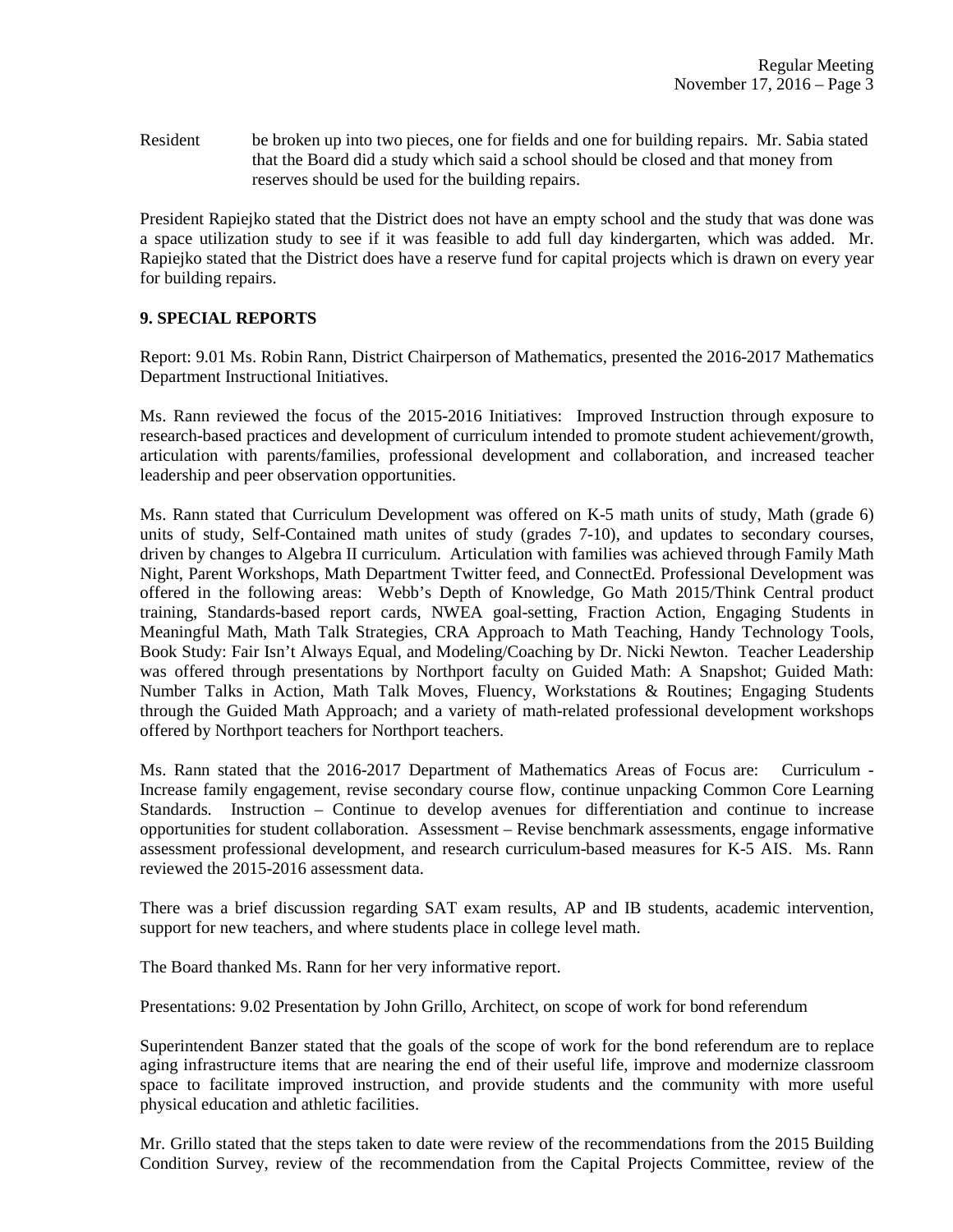Resident be broken up into two pieces, one for fields and one for building repairs. Mr. Sabia stated that the Board did a study which said a school should be closed and that money from reserves should be used for the building repairs.

President Rapiejko stated that the District does not have an empty school and the study that was done was a space utilization study to see if it was feasible to add full day kindergarten, which was added. Mr. Rapiejko stated that the District does have a reserve fund for capital projects which is drawn on every year for building repairs.

**9. SPECIAL REPORTS**

Report: 9.01 Ms. Robin Rann, District Chairperson of Mathematics, presented the 2016-2017 Mathematics Department Instructional Initiatives.

Ms. Rann reviewed the focus of the 2015-2016 Initiatives: Improved Instruction through exposure to research-based practices and development of curriculum intended to promote student achievement/growth, articulation with parents/families, professional development and collaboration, and increased teacher leadership and peer observation opportunities.

Ms. Rann stated that Curriculum Development was offered on K-5 math units of study, Math (grade 6) units of study, Self-Contained math unites of study (grades 7-10), and updates to secondary courses, driven by changes to Algebra II curriculum. Articulation with families was achieved through Family Math Night, Parent Workshops, Math Department Twitter feed, and ConnectEd. Professional Development was offered in the following areas: Webb's Depth of Knowledge, Go Math 2015/Think Central product training, Standards-based report cards, NWEA goal-setting, Fraction Action, Engaging Students in Meaningful Math, Math Talk Strategies, CRA Approach to Math Teaching, Handy Technology Tools, Book Study: Fair Isn't Always Equal, and Modeling/Coaching by Dr. Nicki Newton. Teacher Leadership was offered through presentations by Northport faculty on Guided Math: A Snapshot; Guided Math: Number Talks in Action, Math Talk Moves, Fluency, Workstations & Routines; Engaging Students through the Guided Math Approach; and a variety of math-related professional development workshops offered by Northport teachers for Northport teachers.

Ms. Rann stated that the 2016-2017 Department of Mathematics Areas of Focus are: Curriculum - Increase family engagement, revise secondary course flow, continue unpacking Common Core Learning Standards. Instruction – Continue to develop avenues for differentiation and continue to increase opportunities for student collaboration. Assessment – Revise benchmark assessments, engage informative assessment professional development, and research curriculum-based measures for K-5 AIS. Ms. Rann reviewed the 2015-2016 assessment data.

There was a brief discussion regarding SAT exam results, AP and IB students, academic intervention, support for new teachers, and where students place in college level math.

The Board thanked Ms. Rann for her very informative report.

Presentations: 9.02 Presentation by John Grillo, Architect, on scope of work for bond referendum

Superintendent Banzer stated that the goals of the scope of work for the bond referendum are to replace aging infrastructure items that are nearing the end of their useful life, improve and modernize classroom space to facilitate improved instruction, and provide students and the community with more useful physical education and athletic facilities.

Mr. Grillo stated that the steps taken to date were review of the recommendations from the 2015 Building Condition Survey, review of the recommendation from the Capital Projects Committee, review of the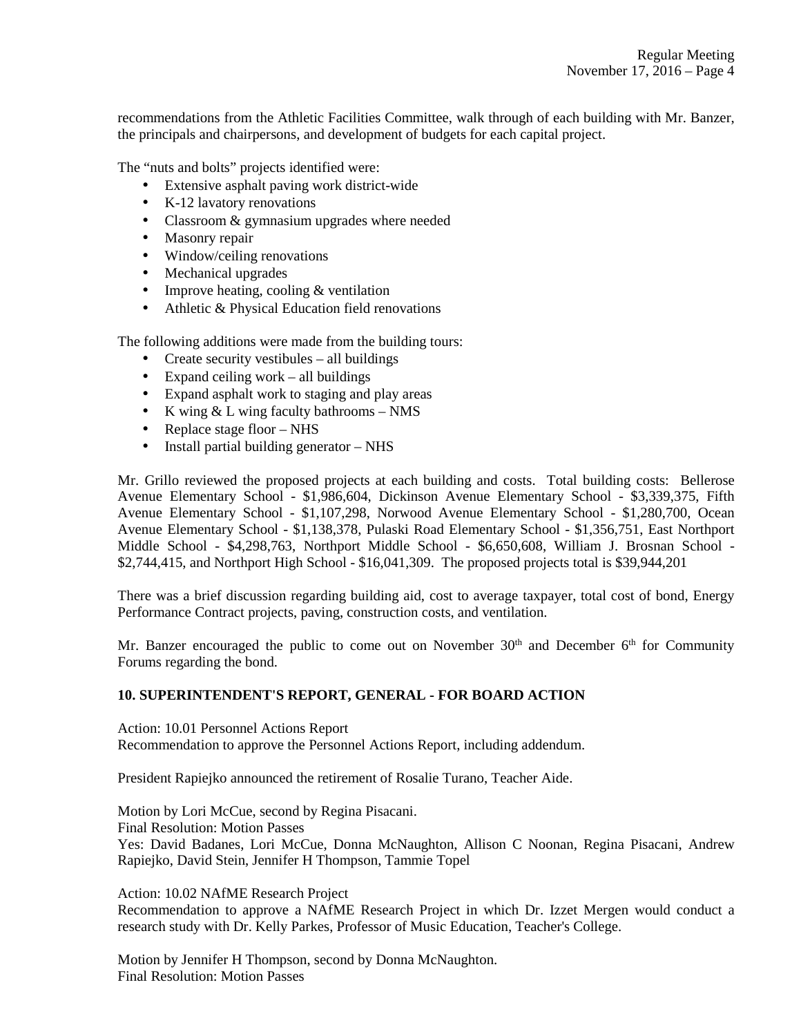recommendations from the Athletic Facilities Committee, walk through of each building with Mr. Banzer, the principals and chairpersons, and development of budgets for each capital project.

The "nuts and bolts" projects identified were:

- Extensive asphalt paving work district-wide
- K-12 lavatory renovations
- Classroom & gymnasium upgrades where needed
- Masonry repair
- Window/ceiling renovations
- Mechanical upgrades
- Improve heating, cooling & ventilation
- Athletic & Physical Education field renovations

The following additions were made from the building tours:

- Create security vestibules – all buildings
- Expand ceiling work – all buildings
- Expand asphalt work to staging and play areas
- K wing & L wing faculty bathrooms – NMS
- Replace stage floor – NHS
- Install partial building generator – NHS

Mr. Grillo reviewed the proposed projects at each building and costs. Total building costs: Bellerose Avenue Elementary School - $1,986,604, Dickinson Avenue Elementary School - $3,339,375, Fifth Avenue Elementary School - $1,107,298, Norwood Avenue Elementary School - $1,280,700, Ocean Avenue Elementary School - $1,138,378, Pulaski Road Elementary School - $1,356,751, East Northport Middle School - $4,298,763, Northport Middle School - $6,650,608, William J. Brosnan School - $2,744,415, and Northport High School - $16,041,309. The proposed projects total is $39,944,201

There was a brief discussion regarding building aid, cost to average taxpayer, total cost of bond, Energy Performance Contract projects, paving, construction costs, and ventilation.

Mr. Banzer encouraged the public to come out on November 30th and December 6th for Community Forums regarding the bond.

**10. SUPERINTENDENT'S REPORT, GENERAL - FOR BOARD ACTION**

Action: 10.01 Personnel Actions Report
Recommendation to approve the Personnel Actions Report, including addendum.

President Rapiejko announced the retirement of Rosalie Turano, Teacher Aide.

Motion by Lori McCue, second by Regina Pisacani.
Final Resolution: Motion Passes
Yes: David Badanes, Lori McCue, Donna McNaughton, Allison C Noonan, Regina Pisacani, Andrew Rapiejko, David Stein, Jennifer H Thompson, Tammie Topel

Action: 10.02 NAfME Research Project
Recommendation to approve a NAfME Research Project in which Dr. Izzet Mergen would conduct a research study with Dr. Kelly Parkes, Professor of Music Education, Teacher's College.

Motion by Jennifer H Thompson, second by Donna McNaughton.
Final Resolution: Motion Passes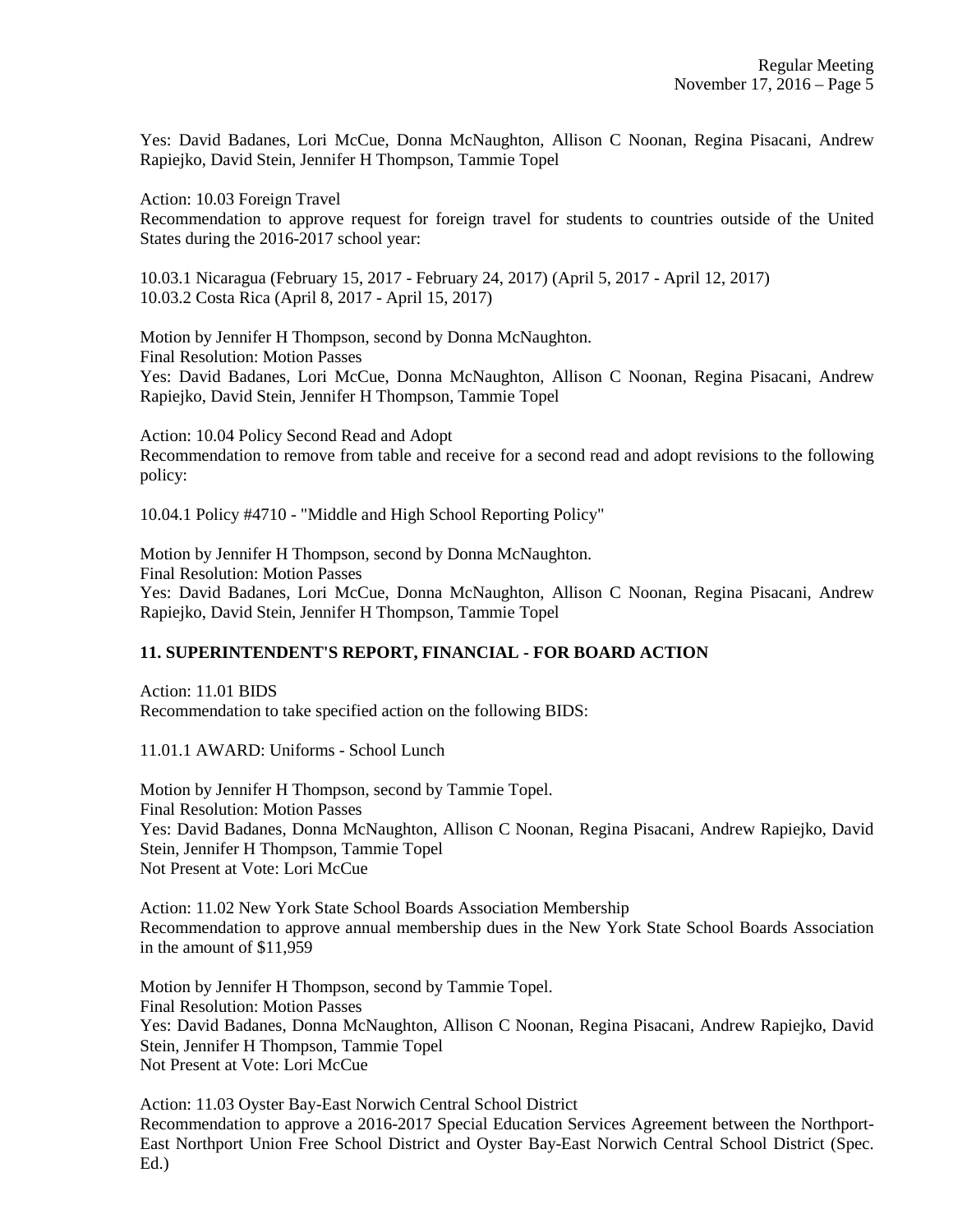Yes: David Badanes, Lori McCue, Donna McNaughton, Allison C Noonan, Regina Pisacani, Andrew Rapiejko, David Stein, Jennifer H Thompson, Tammie Topel

Action: 10.03 Foreign Travel
Recommendation to approve request for foreign travel for students to countries outside of the United States during the 2016-2017 school year:

10.03.1 Nicaragua (February 15, 2017 - February 24, 2017) (April 5, 2017 - April 12, 2017)
10.03.2 Costa Rica (April 8, 2017 - April 15, 2017)

Motion by Jennifer H Thompson, second by Donna McNaughton.
Final Resolution: Motion Passes
Yes: David Badanes, Lori McCue, Donna McNaughton, Allison C Noonan, Regina Pisacani, Andrew Rapiejko, David Stein, Jennifer H Thompson, Tammie Topel

Action: 10.04 Policy Second Read and Adopt
Recommendation to remove from table and receive for a second read and adopt revisions to the following policy:

10.04.1 Policy #4710 - "Middle and High School Reporting Policy"

Motion by Jennifer H Thompson, second by Donna McNaughton.
Final Resolution: Motion Passes
Yes: David Badanes, Lori McCue, Donna McNaughton, Allison C Noonan, Regina Pisacani, Andrew Rapiejko, David Stein, Jennifer H Thompson, Tammie Topel

**11. SUPERINTENDENT'S REPORT, FINANCIAL - FOR BOARD ACTION**

Action: 11.01 BIDS
Recommendation to take specified action on the following BIDS:

11.01.1 AWARD: Uniforms - School Lunch

Motion by Jennifer H Thompson, second by Tammie Topel.
Final Resolution: Motion Passes
Yes: David Badanes, Donna McNaughton, Allison C Noonan, Regina Pisacani, Andrew Rapiejko, David Stein, Jennifer H Thompson, Tammie Topel
Not Present at Vote: Lori McCue

Action: 11.02 New York State School Boards Association Membership
Recommendation to approve annual membership dues in the New York State School Boards Association in the amount of $11,959

Motion by Jennifer H Thompson, second by Tammie Topel.
Final Resolution: Motion Passes
Yes: David Badanes, Donna McNaughton, Allison C Noonan, Regina Pisacani, Andrew Rapiejko, David Stein, Jennifer H Thompson, Tammie Topel
Not Present at Vote: Lori McCue

Action: 11.03 Oyster Bay-East Norwich Central School District
Recommendation to approve a 2016-2017 Special Education Services Agreement between the Northport-East Northport Union Free School District and Oyster Bay-East Norwich Central School District (Spec. Ed.)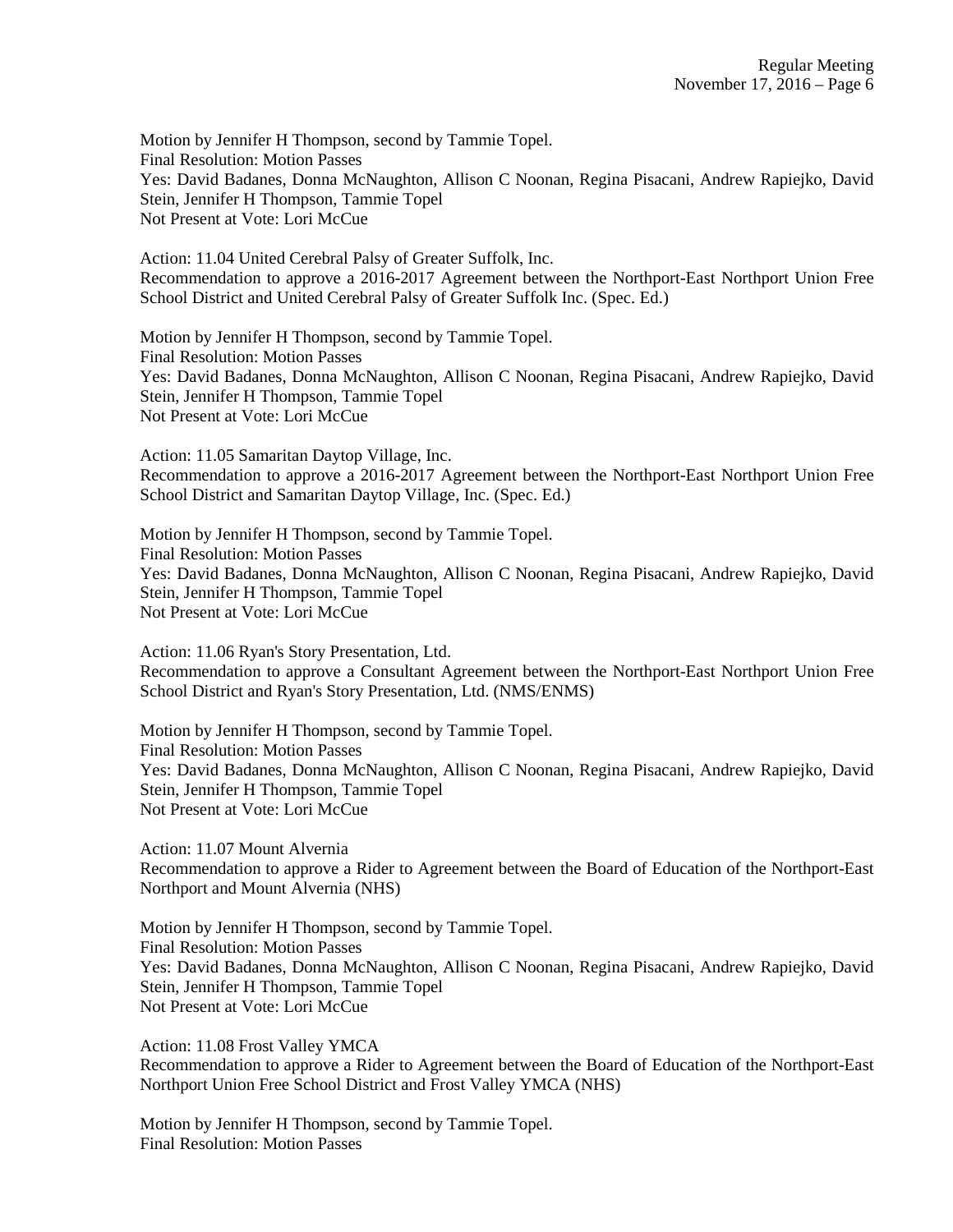Motion by Jennifer H Thompson, second by Tammie Topel.
Final Resolution: Motion Passes
Yes: David Badanes, Donna McNaughton, Allison C Noonan, Regina Pisacani, Andrew Rapiejko, David Stein, Jennifer H Thompson, Tammie Topel
Not Present at Vote: Lori McCue

Action: 11.04 United Cerebral Palsy of Greater Suffolk, Inc.
Recommendation to approve a 2016-2017 Agreement between the Northport-East Northport Union Free School District and United Cerebral Palsy of Greater Suffolk Inc. (Spec. Ed.)

Motion by Jennifer H Thompson, second by Tammie Topel.
Final Resolution: Motion Passes
Yes: David Badanes, Donna McNaughton, Allison C Noonan, Regina Pisacani, Andrew Rapiejko, David Stein, Jennifer H Thompson, Tammie Topel
Not Present at Vote: Lori McCue

Action: 11.05 Samaritan Daytop Village, Inc.
Recommendation to approve a 2016-2017 Agreement between the Northport-East Northport Union Free School District and Samaritan Daytop Village, Inc. (Spec. Ed.)

Motion by Jennifer H Thompson, second by Tammie Topel.
Final Resolution: Motion Passes
Yes: David Badanes, Donna McNaughton, Allison C Noonan, Regina Pisacani, Andrew Rapiejko, David Stein, Jennifer H Thompson, Tammie Topel
Not Present at Vote: Lori McCue

Action: 11.06 Ryan's Story Presentation, Ltd.
Recommendation to approve a Consultant Agreement between the Northport-East Northport Union Free School District and Ryan's Story Presentation, Ltd. (NMS/ENMS)

Motion by Jennifer H Thompson, second by Tammie Topel.
Final Resolution: Motion Passes
Yes: David Badanes, Donna McNaughton, Allison C Noonan, Regina Pisacani, Andrew Rapiejko, David Stein, Jennifer H Thompson, Tammie Topel
Not Present at Vote: Lori McCue

Action: 11.07 Mount Alvernia
Recommendation to approve a Rider to Agreement between the Board of Education of the Northport-East Northport and Mount Alvernia (NHS)

Motion by Jennifer H Thompson, second by Tammie Topel.
Final Resolution: Motion Passes
Yes: David Badanes, Donna McNaughton, Allison C Noonan, Regina Pisacani, Andrew Rapiejko, David Stein, Jennifer H Thompson, Tammie Topel
Not Present at Vote: Lori McCue

Action: 11.08 Frost Valley YMCA
Recommendation to approve a Rider to Agreement between the Board of Education of the Northport-East Northport Union Free School District and Frost Valley YMCA (NHS)

Motion by Jennifer H Thompson, second by Tammie Topel.
Final Resolution: Motion Passes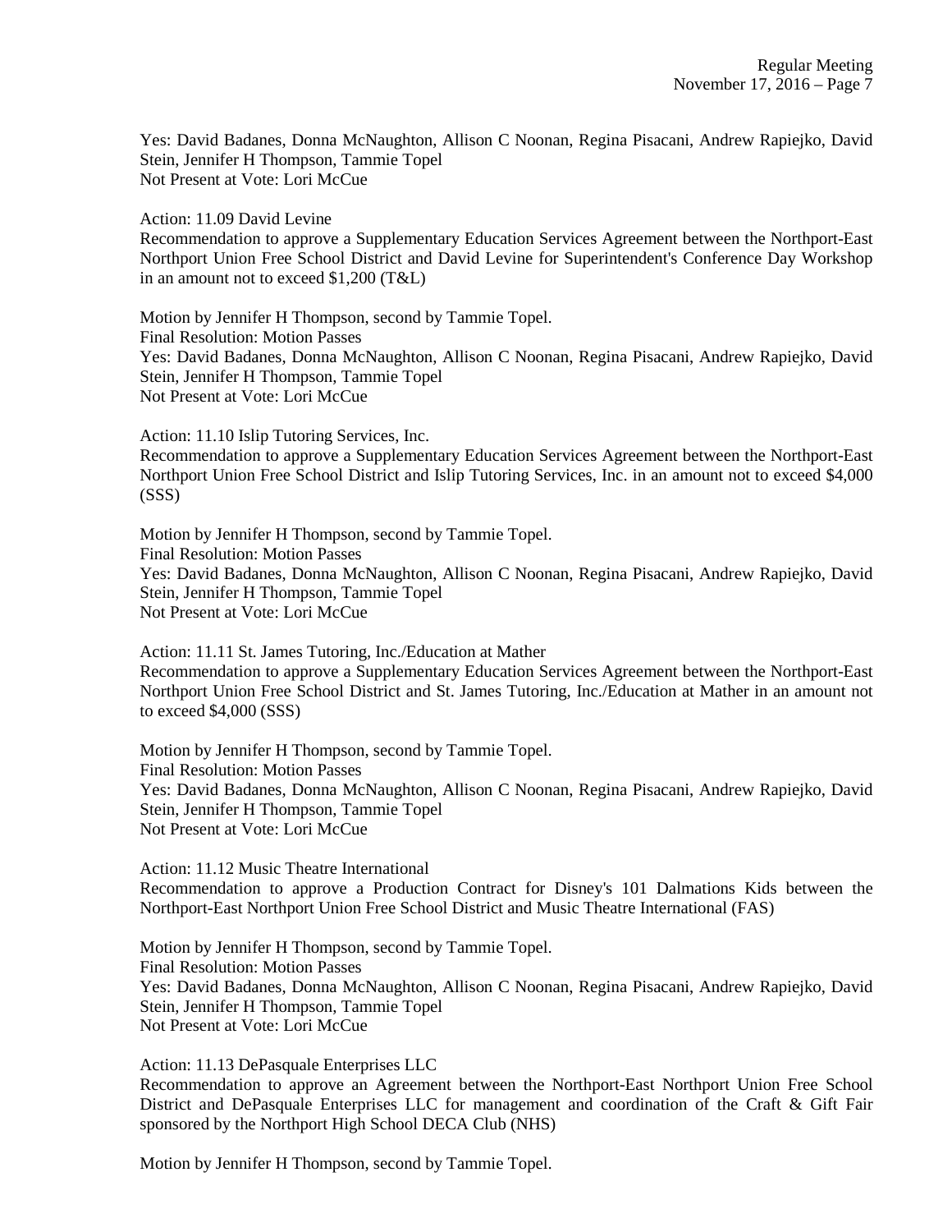Yes: David Badanes, Donna McNaughton, Allison C Noonan, Regina Pisacani, Andrew Rapiejko, David Stein, Jennifer H Thompson, Tammie Topel
Not Present at Vote: Lori McCue

Action: 11.09 David Levine
Recommendation to approve a Supplementary Education Services Agreement between the Northport-East Northport Union Free School District and David Levine for Superintendent's Conference Day Workshop in an amount not to exceed $1,200 (T&L)

Motion by Jennifer H Thompson, second by Tammie Topel.
Final Resolution: Motion Passes
Yes: David Badanes, Donna McNaughton, Allison C Noonan, Regina Pisacani, Andrew Rapiejko, David Stein, Jennifer H Thompson, Tammie Topel
Not Present at Vote: Lori McCue

Action: 11.10 Islip Tutoring Services, Inc.
Recommendation to approve a Supplementary Education Services Agreement between the Northport-East Northport Union Free School District and Islip Tutoring Services, Inc. in an amount not to exceed $4,000 (SSS)

Motion by Jennifer H Thompson, second by Tammie Topel.
Final Resolution: Motion Passes
Yes: David Badanes, Donna McNaughton, Allison C Noonan, Regina Pisacani, Andrew Rapiejko, David Stein, Jennifer H Thompson, Tammie Topel
Not Present at Vote: Lori McCue

Action: 11.11 St. James Tutoring, Inc./Education at Mather
Recommendation to approve a Supplementary Education Services Agreement between the Northport-East Northport Union Free School District and St. James Tutoring, Inc./Education at Mather in an amount not to exceed $4,000 (SSS)

Motion by Jennifer H Thompson, second by Tammie Topel.
Final Resolution: Motion Passes
Yes: David Badanes, Donna McNaughton, Allison C Noonan, Regina Pisacani, Andrew Rapiejko, David Stein, Jennifer H Thompson, Tammie Topel
Not Present at Vote: Lori McCue

Action: 11.12 Music Theatre International
Recommendation to approve a Production Contract for Disney's 101 Dalmations Kids between the Northport-East Northport Union Free School District and Music Theatre International (FAS)

Motion by Jennifer H Thompson, second by Tammie Topel.
Final Resolution: Motion Passes
Yes: David Badanes, Donna McNaughton, Allison C Noonan, Regina Pisacani, Andrew Rapiejko, David Stein, Jennifer H Thompson, Tammie Topel
Not Present at Vote: Lori McCue

Action: 11.13 DePasquale Enterprises LLC
Recommendation to approve an Agreement between the Northport-East Northport Union Free School District and DePasquale Enterprises LLC for management and coordination of the Craft & Gift Fair sponsored by the Northport High School DECA Club (NHS)

Motion by Jennifer H Thompson, second by Tammie Topel.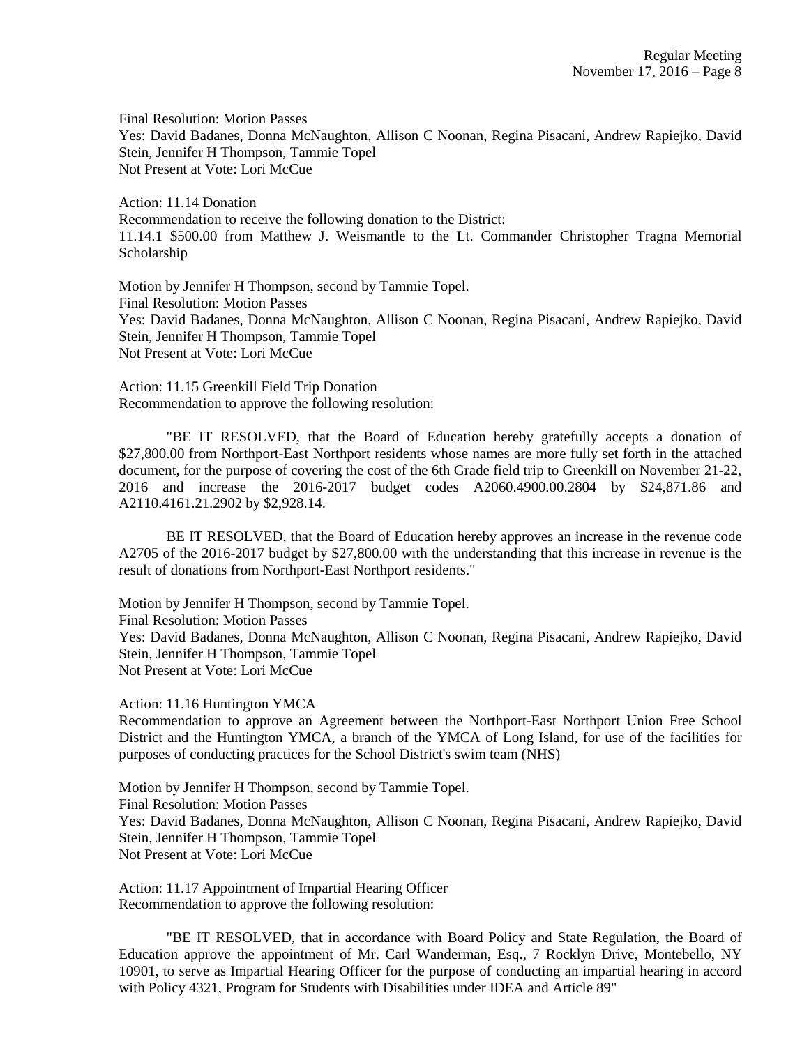Final Resolution: Motion Passes
Yes: David Badanes, Donna McNaughton, Allison C Noonan, Regina Pisacani, Andrew Rapiejko, David Stein, Jennifer H Thompson, Tammie Topel
Not Present at Vote: Lori McCue

Action: 11.14 Donation
Recommendation to receive the following donation to the District:
11.14.1 $500.00 from Matthew J. Weismantle to the Lt. Commander Christopher Tragna Memorial Scholarship

Motion by Jennifer H Thompson, second by Tammie Topel.
Final Resolution: Motion Passes
Yes: David Badanes, Donna McNaughton, Allison C Noonan, Regina Pisacani, Andrew Rapiejko, David Stein, Jennifer H Thompson, Tammie Topel
Not Present at Vote: Lori McCue

Action: 11.15 Greenkill Field Trip Donation
Recommendation to approve the following resolution:

"BE IT RESOLVED, that the Board of Education hereby gratefully accepts a donation of $27,800.00 from Northport-East Northport residents whose names are more fully set forth in the attached document, for the purpose of covering the cost of the 6th Grade field trip to Greenkill on November 21-22, 2016 and increase the 2016-2017 budget codes A2060.4900.00.2804 by $24,871.86 and A2110.4161.21.2902 by $2,928.14.

BE IT RESOLVED, that the Board of Education hereby approves an increase in the revenue code A2705 of the 2016-2017 budget by $27,800.00 with the understanding that this increase in revenue is the result of donations from Northport-East Northport residents."

Motion by Jennifer H Thompson, second by Tammie Topel.
Final Resolution: Motion Passes
Yes: David Badanes, Donna McNaughton, Allison C Noonan, Regina Pisacani, Andrew Rapiejko, David Stein, Jennifer H Thompson, Tammie Topel
Not Present at Vote: Lori McCue

Action: 11.16 Huntington YMCA
Recommendation to approve an Agreement between the Northport-East Northport Union Free School District and the Huntington YMCA, a branch of the YMCA of Long Island, for use of the facilities for purposes of conducting practices for the School District's swim team (NHS)

Motion by Jennifer H Thompson, second by Tammie Topel.
Final Resolution: Motion Passes
Yes: David Badanes, Donna McNaughton, Allison C Noonan, Regina Pisacani, Andrew Rapiejko, David Stein, Jennifer H Thompson, Tammie Topel
Not Present at Vote: Lori McCue

Action: 11.17 Appointment of Impartial Hearing Officer
Recommendation to approve the following resolution:

"BE IT RESOLVED, that in accordance with Board Policy and State Regulation, the Board of Education approve the appointment of Mr. Carl Wanderman, Esq., 7 Rocklyn Drive, Montebello, NY 10901, to serve as Impartial Hearing Officer for the purpose of conducting an impartial hearing in accord with Policy 4321, Program for Students with Disabilities under IDEA and Article 89"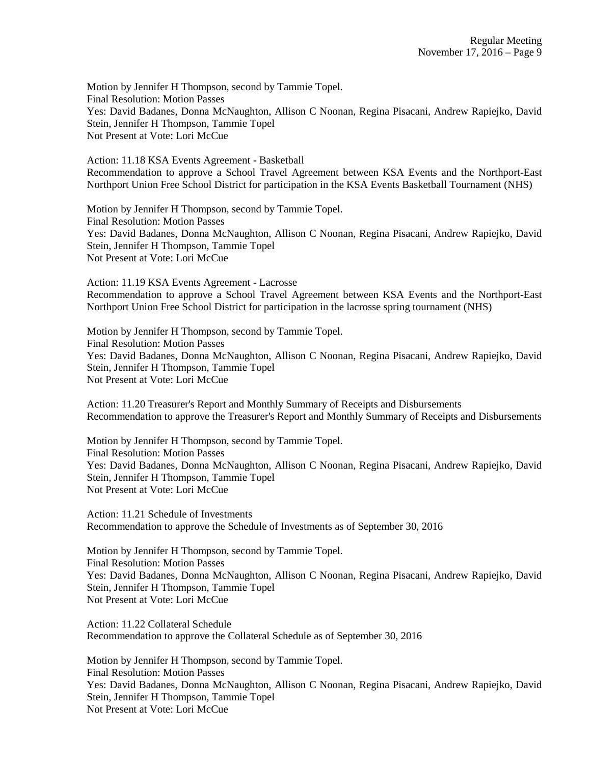Motion by Jennifer H Thompson, second by Tammie Topel.
Final Resolution: Motion Passes
Yes: David Badanes, Donna McNaughton, Allison C Noonan, Regina Pisacani, Andrew Rapiejko, David Stein, Jennifer H Thompson, Tammie Topel
Not Present at Vote: Lori McCue

Action: 11.18 KSA Events Agreement - Basketball
Recommendation to approve a School Travel Agreement between KSA Events and the Northport-East Northport Union Free School District for participation in the KSA Events Basketball Tournament (NHS)

Motion by Jennifer H Thompson, second by Tammie Topel.
Final Resolution: Motion Passes
Yes: David Badanes, Donna McNaughton, Allison C Noonan, Regina Pisacani, Andrew Rapiejko, David Stein, Jennifer H Thompson, Tammie Topel
Not Present at Vote: Lori McCue

Action: 11.19 KSA Events Agreement - Lacrosse
Recommendation to approve a School Travel Agreement between KSA Events and the Northport-East Northport Union Free School District for participation in the lacrosse spring tournament (NHS)

Motion by Jennifer H Thompson, second by Tammie Topel.
Final Resolution: Motion Passes
Yes: David Badanes, Donna McNaughton, Allison C Noonan, Regina Pisacani, Andrew Rapiejko, David Stein, Jennifer H Thompson, Tammie Topel
Not Present at Vote: Lori McCue

Action: 11.20 Treasurer's Report and Monthly Summary of Receipts and Disbursements
Recommendation to approve the Treasurer's Report and Monthly Summary of Receipts and Disbursements

Motion by Jennifer H Thompson, second by Tammie Topel.
Final Resolution: Motion Passes
Yes: David Badanes, Donna McNaughton, Allison C Noonan, Regina Pisacani, Andrew Rapiejko, David Stein, Jennifer H Thompson, Tammie Topel
Not Present at Vote: Lori McCue

Action: 11.21 Schedule of Investments
Recommendation to approve the Schedule of Investments as of September 30, 2016

Motion by Jennifer H Thompson, second by Tammie Topel.
Final Resolution: Motion Passes
Yes: David Badanes, Donna McNaughton, Allison C Noonan, Regina Pisacani, Andrew Rapiejko, David Stein, Jennifer H Thompson, Tammie Topel
Not Present at Vote: Lori McCue

Action: 11.22 Collateral Schedule
Recommendation to approve the Collateral Schedule as of September 30, 2016

Motion by Jennifer H Thompson, second by Tammie Topel.
Final Resolution: Motion Passes
Yes: David Badanes, Donna McNaughton, Allison C Noonan, Regina Pisacani, Andrew Rapiejko, David Stein, Jennifer H Thompson, Tammie Topel
Not Present at Vote: Lori McCue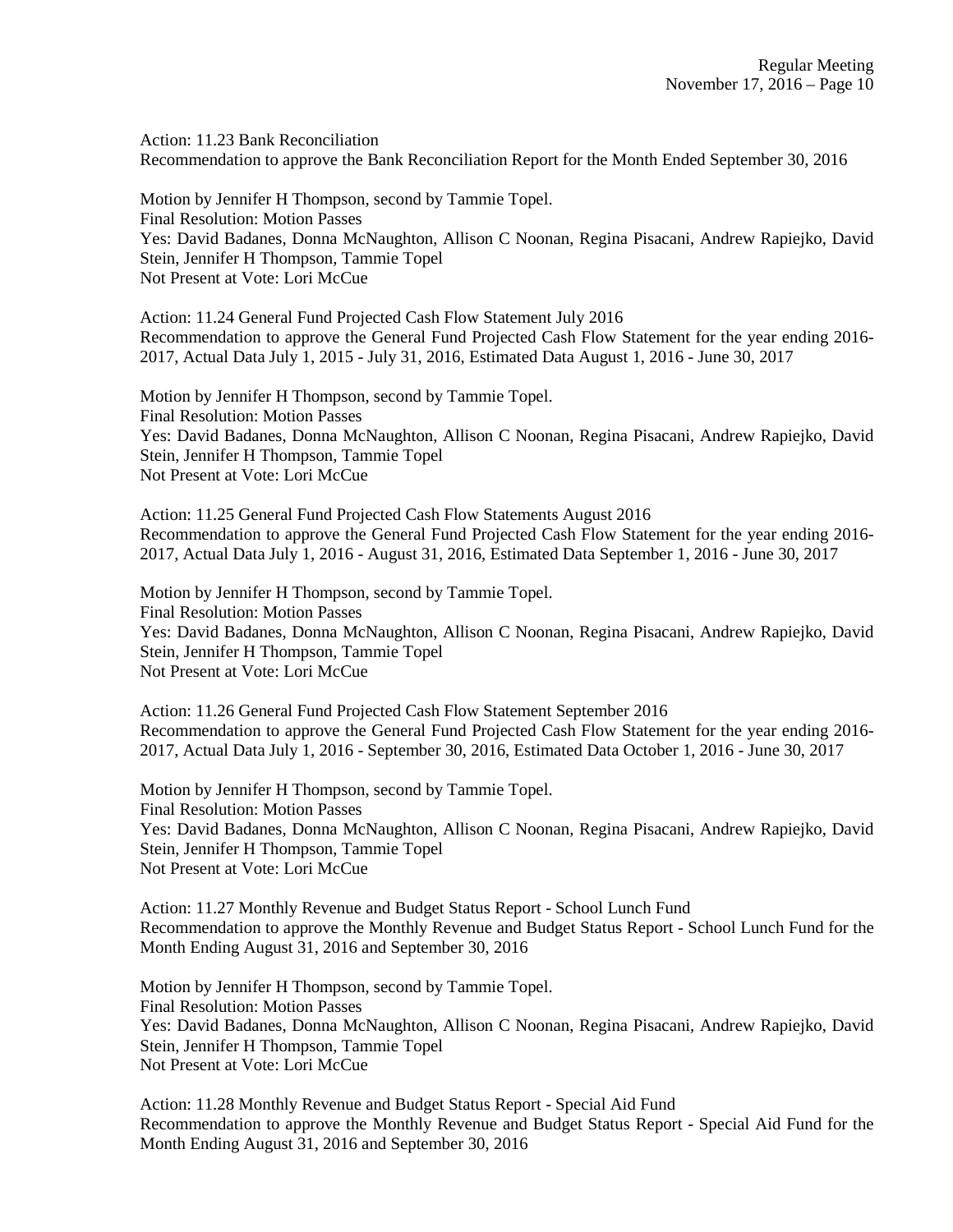Action: 11.23 Bank Reconciliation
Recommendation to approve the Bank Reconciliation Report for the Month Ended September 30, 2016

Motion by Jennifer H Thompson, second by Tammie Topel.
Final Resolution: Motion Passes
Yes: David Badanes, Donna McNaughton, Allison C Noonan, Regina Pisacani, Andrew Rapiejko, David Stein, Jennifer H Thompson, Tammie Topel
Not Present at Vote: Lori McCue

Action: 11.24 General Fund Projected Cash Flow Statement July 2016
Recommendation to approve the General Fund Projected Cash Flow Statement for the year ending 2016-2017, Actual Data July 1, 2015 - July 31, 2016, Estimated Data August 1, 2016 - June 30, 2017

Motion by Jennifer H Thompson, second by Tammie Topel.
Final Resolution: Motion Passes
Yes: David Badanes, Donna McNaughton, Allison C Noonan, Regina Pisacani, Andrew Rapiejko, David Stein, Jennifer H Thompson, Tammie Topel
Not Present at Vote: Lori McCue

Action: 11.25 General Fund Projected Cash Flow Statements August 2016
Recommendation to approve the General Fund Projected Cash Flow Statement for the year ending 2016-2017, Actual Data July 1, 2016 - August 31, 2016, Estimated Data September 1, 2016 - June 30, 2017

Motion by Jennifer H Thompson, second by Tammie Topel.
Final Resolution: Motion Passes
Yes: David Badanes, Donna McNaughton, Allison C Noonan, Regina Pisacani, Andrew Rapiejko, David Stein, Jennifer H Thompson, Tammie Topel
Not Present at Vote: Lori McCue

Action: 11.26 General Fund Projected Cash Flow Statement September 2016
Recommendation to approve the General Fund Projected Cash Flow Statement for the year ending 2016-2017, Actual Data July 1, 2016 - September 30, 2016, Estimated Data October 1, 2016 - June 30, 2017

Motion by Jennifer H Thompson, second by Tammie Topel.
Final Resolution: Motion Passes
Yes: David Badanes, Donna McNaughton, Allison C Noonan, Regina Pisacani, Andrew Rapiejko, David Stein, Jennifer H Thompson, Tammie Topel
Not Present at Vote: Lori McCue

Action: 11.27 Monthly Revenue and Budget Status Report - School Lunch Fund
Recommendation to approve the Monthly Revenue and Budget Status Report - School Lunch Fund for the Month Ending August 31, 2016 and September 30, 2016

Motion by Jennifer H Thompson, second by Tammie Topel.
Final Resolution: Motion Passes
Yes: David Badanes, Donna McNaughton, Allison C Noonan, Regina Pisacani, Andrew Rapiejko, David Stein, Jennifer H Thompson, Tammie Topel
Not Present at Vote: Lori McCue

Action: 11.28 Monthly Revenue and Budget Status Report - Special Aid Fund
Recommendation to approve the Monthly Revenue and Budget Status Report - Special Aid Fund for the Month Ending August 31, 2016 and September 30, 2016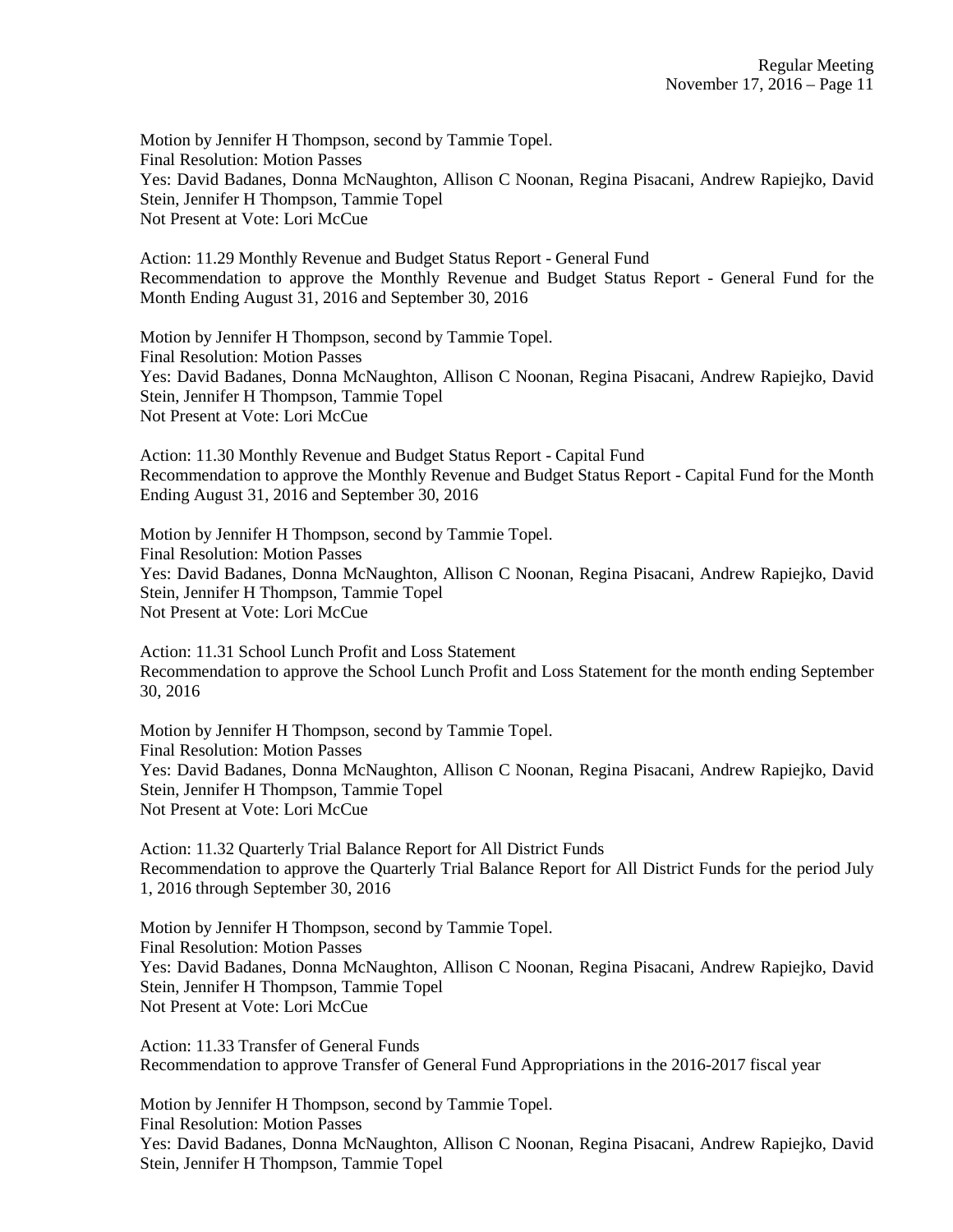Motion by Jennifer H Thompson, second by Tammie Topel.
Final Resolution: Motion Passes
Yes: David Badanes, Donna McNaughton, Allison C Noonan, Regina Pisacani, Andrew Rapiejko, David Stein, Jennifer H Thompson, Tammie Topel
Not Present at Vote: Lori McCue

Action: 11.29 Monthly Revenue and Budget Status Report - General Fund
Recommendation to approve the Monthly Revenue and Budget Status Report - General Fund for the Month Ending August 31, 2016 and September 30, 2016

Motion by Jennifer H Thompson, second by Tammie Topel.
Final Resolution: Motion Passes
Yes: David Badanes, Donna McNaughton, Allison C Noonan, Regina Pisacani, Andrew Rapiejko, David Stein, Jennifer H Thompson, Tammie Topel
Not Present at Vote: Lori McCue

Action: 11.30 Monthly Revenue and Budget Status Report - Capital Fund
Recommendation to approve the Monthly Revenue and Budget Status Report - Capital Fund for the Month Ending August 31, 2016 and September 30, 2016

Motion by Jennifer H Thompson, second by Tammie Topel.
Final Resolution: Motion Passes
Yes: David Badanes, Donna McNaughton, Allison C Noonan, Regina Pisacani, Andrew Rapiejko, David Stein, Jennifer H Thompson, Tammie Topel
Not Present at Vote: Lori McCue

Action: 11.31 School Lunch Profit and Loss Statement
Recommendation to approve the School Lunch Profit and Loss Statement for the month ending September 30, 2016

Motion by Jennifer H Thompson, second by Tammie Topel.
Final Resolution: Motion Passes
Yes: David Badanes, Donna McNaughton, Allison C Noonan, Regina Pisacani, Andrew Rapiejko, David Stein, Jennifer H Thompson, Tammie Topel
Not Present at Vote: Lori McCue

Action: 11.32 Quarterly Trial Balance Report for All District Funds
Recommendation to approve the Quarterly Trial Balance Report for All District Funds for the period July 1, 2016 through September 30, 2016

Motion by Jennifer H Thompson, second by Tammie Topel.
Final Resolution: Motion Passes
Yes: David Badanes, Donna McNaughton, Allison C Noonan, Regina Pisacani, Andrew Rapiejko, David Stein, Jennifer H Thompson, Tammie Topel
Not Present at Vote: Lori McCue

Action: 11.33 Transfer of General Funds
Recommendation to approve Transfer of General Fund Appropriations in the 2016-2017 fiscal year

Motion by Jennifer H Thompson, second by Tammie Topel.
Final Resolution: Motion Passes
Yes: David Badanes, Donna McNaughton, Allison C Noonan, Regina Pisacani, Andrew Rapiejko, David Stein, Jennifer H Thompson, Tammie Topel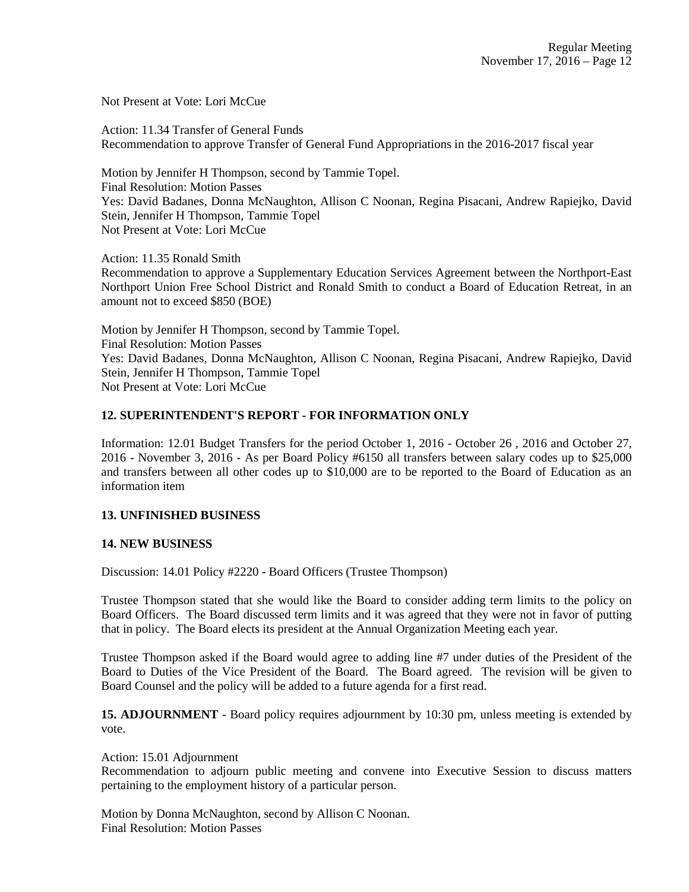Not Present at Vote: Lori McCue

Action: 11.34 Transfer of General Funds
Recommendation to approve Transfer of General Fund Appropriations in the 2016-2017 fiscal year

Motion by Jennifer H Thompson, second by Tammie Topel.
Final Resolution: Motion Passes
Yes: David Badanes, Donna McNaughton, Allison C Noonan, Regina Pisacani, Andrew Rapiejko, David Stein, Jennifer H Thompson, Tammie Topel
Not Present at Vote: Lori McCue

Action: 11.35 Ronald Smith
Recommendation to approve a Supplementary Education Services Agreement between the Northport-East Northport Union Free School District and Ronald Smith to conduct a Board of Education Retreat, in an amount not to exceed $850 (BOE)

Motion by Jennifer H Thompson, second by Tammie Topel.
Final Resolution: Motion Passes
Yes: David Badanes, Donna McNaughton, Allison C Noonan, Regina Pisacani, Andrew Rapiejko, David Stein, Jennifer H Thompson, Tammie Topel
Not Present at Vote: Lori McCue

**12. SUPERINTENDENT'S REPORT - FOR INFORMATION ONLY**

Information: 12.01 Budget Transfers for the period October 1, 2016 - October 26 , 2016 and October 27, 2016 - November 3, 2016 - As per Board Policy #6150 all transfers between salary codes up to $25,000 and transfers between all other codes up to $10,000 are to be reported to the Board of Education as an information item

**13. UNFINISHED BUSINESS**

**14. NEW BUSINESS**

Discussion: 14.01 Policy #2220 - Board Officers (Trustee Thompson)

Trustee Thompson stated that she would like the Board to consider adding term limits to the policy on Board Officers. The Board discussed term limits and it was agreed that they were not in favor of putting that in policy. The Board elects its president at the Annual Organization Meeting each year.

Trustee Thompson asked if the Board would agree to adding line #7 under duties of the President of the Board to Duties of the Vice President of the Board. The Board agreed. The revision will be given to Board Counsel and the policy will be added to a future agenda for a first read.

**15. ADJOURNMENT** - Board policy requires adjournment by 10:30 pm, unless meeting is extended by vote.

Action: 15.01 Adjournment
Recommendation to adjourn public meeting and convene into Executive Session to discuss matters pertaining to the employment history of a particular person.

Motion by Donna McNaughton, second by Allison C Noonan.
Final Resolution: Motion Passes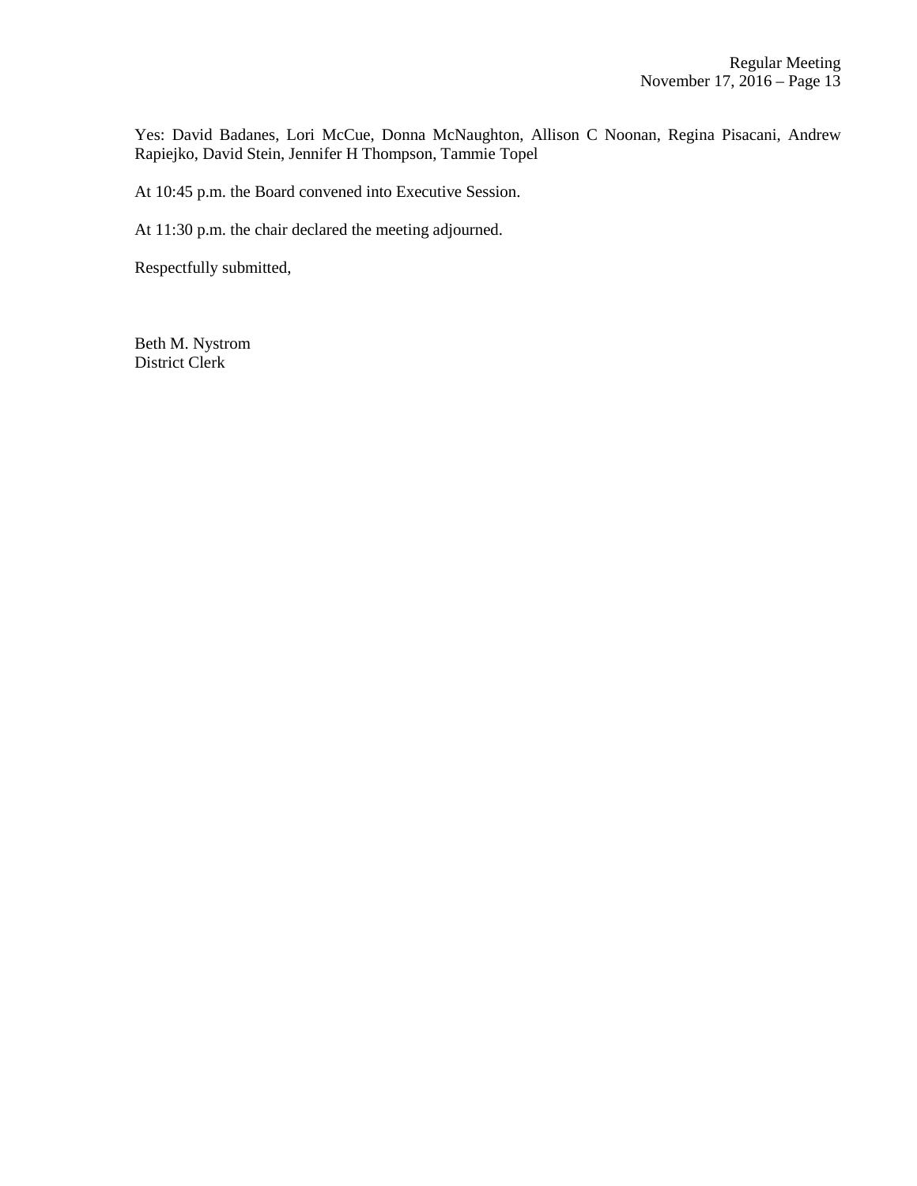Yes: David Badanes, Lori McCue, Donna McNaughton, Allison C Noonan, Regina Pisacani, Andrew Rapiejko, David Stein, Jennifer H Thompson, Tammie Topel

At 10:45 p.m. the Board convened into Executive Session.

At 11:30 p.m. the chair declared the meeting adjourned.

Respectfully submitted,

Beth M. Nystrom
District Clerk